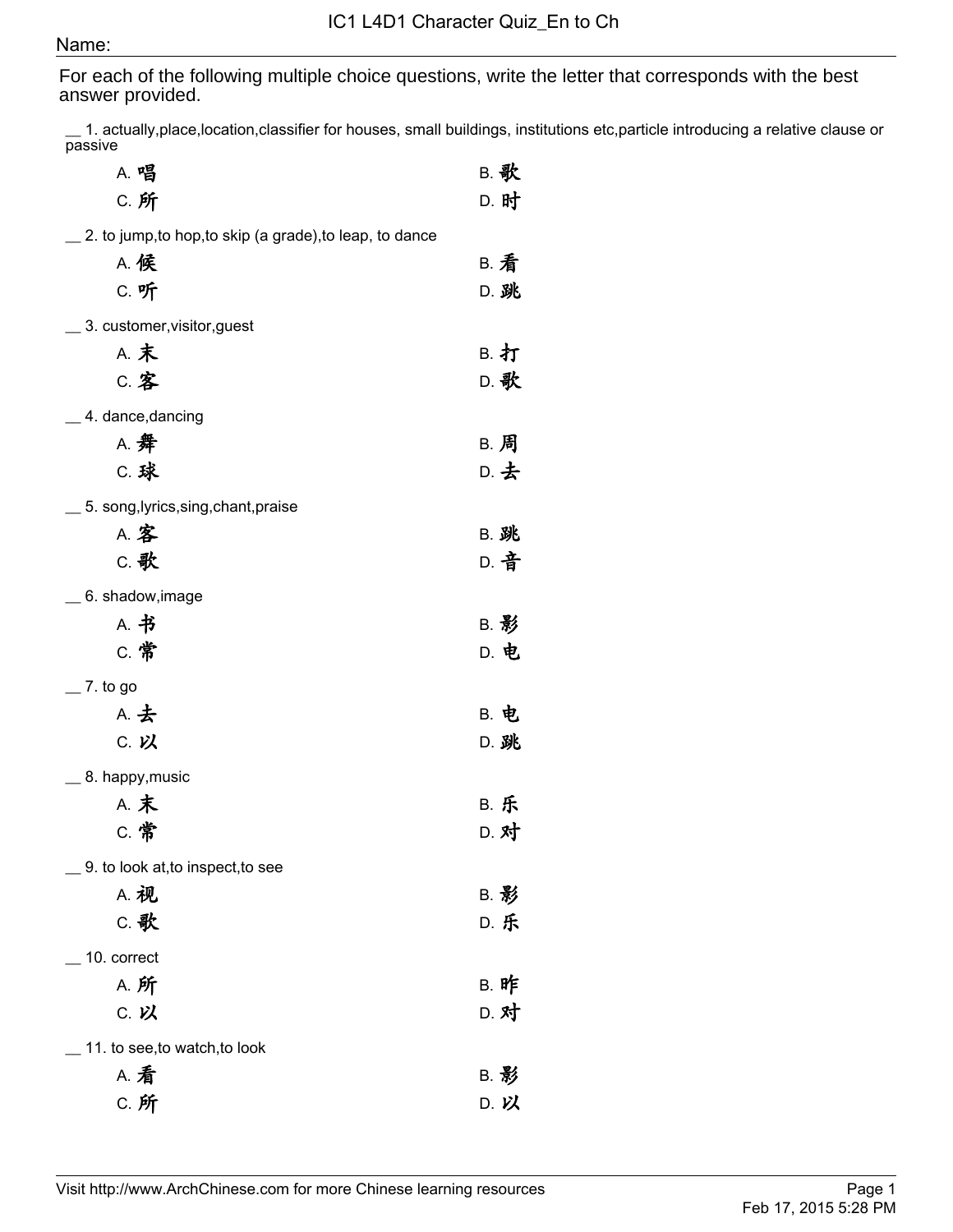# IC1 L4D1 Character Quiz_En to Ch

Name:

For each of the following multiple choice questions, write the letter that corresponds with the best answer provided.

__ 1. actually,place,location,classifier for houses, small buildings, institutions etc,particle introducing a relative clause or passive

A. 唱 B. 歌
C. 所 D. 时

__ 2. to jump,to hop,to skip (a grade),to leap, to dance

A. 候 B. 看
C. 听 D. 跳

__ 3. customer,visitor,guest

A. 末 B. 打
C. 客 D. 歌

__ 4. dance,dancing

A. 舞 B. 周
C. 球 D. 去

__ 5. song,lyrics,sing,chant,praise

A. 客 B. 跳
C. 歌 D. 音

__ 6. shadow,image

A. 书 B. 影
C. 常 D. 电

__ 7. to go

A. 去 B. 电
C. 以 D. 跳

__ 8. happy,music

A. 末 B. 乐
C. 常 D. 对

__ 9. to look at,to inspect,to see

A. 视 B. 影
C. 歌 D. 乐

__ 10. correct

A. 所 B. 昨
C. 以 D. 对

__ 11. to see,to watch,to look

A. 看 B. 影
C. 所 D. 以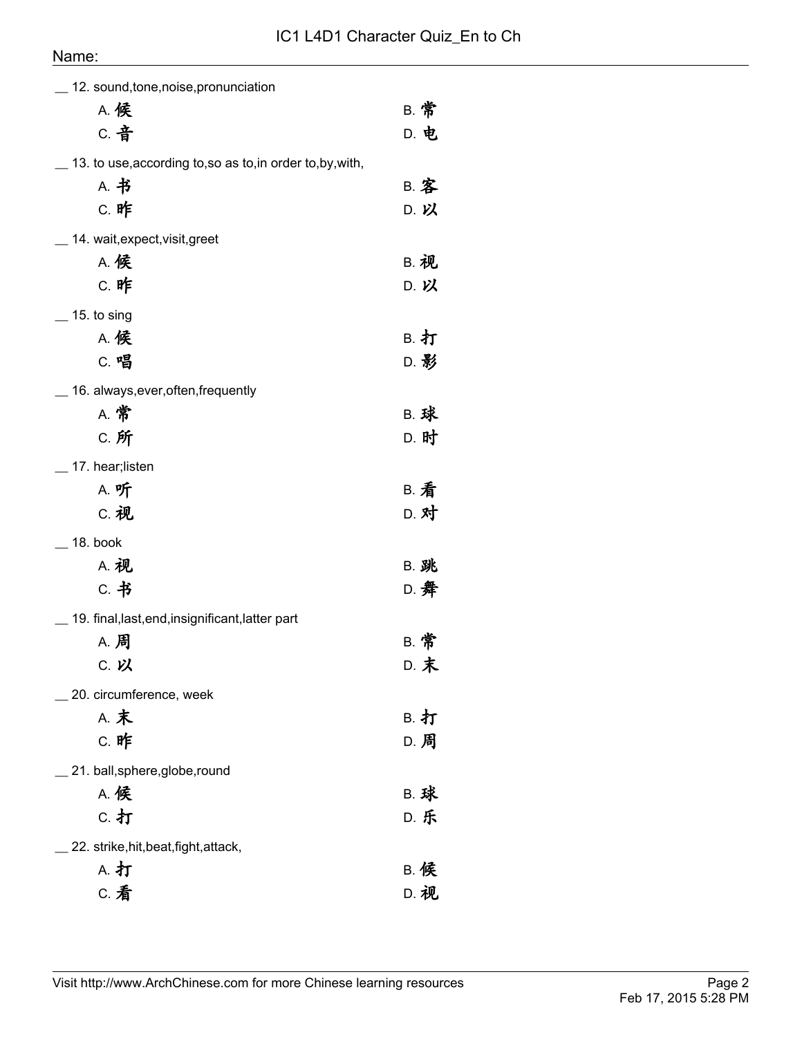__ 12. sound,tone,noise,pronunciation

A. 候 B. 常
C. 音 D. 电

__ 13. to use,according to,so as to,in order to,by,with,

A. 书 B. 客
C. 昨 D. 以

__ 14. wait,expect,visit,greet

A. 候 B. 视
C. 昨 D. 以

__ 15. to sing

A. 候 B. 打
C. 唱 D. 影

__ 16. always,ever,often,frequently

A. 常 B. 球
C. 所 D. 时

__ 17. hear;listen

A. 听 B. 看
C. 视 D. 对

__ 18. book

A. 视 B. 跳
C. 书 D. 舞

__ 19. final,last,end,insignificant,latter part

A. 周 B. 常
C. 以 D. 末

__ 20. circumference, week

A. 末 B. 打
C. 昨 D. 周

__ 21. ball,sphere,globe,round

A. 候 B. 球
C. 打 D. 乐

__ 22. strike,hit,beat,fight,attack,

A. 打 B. 候
C. 看 D. 视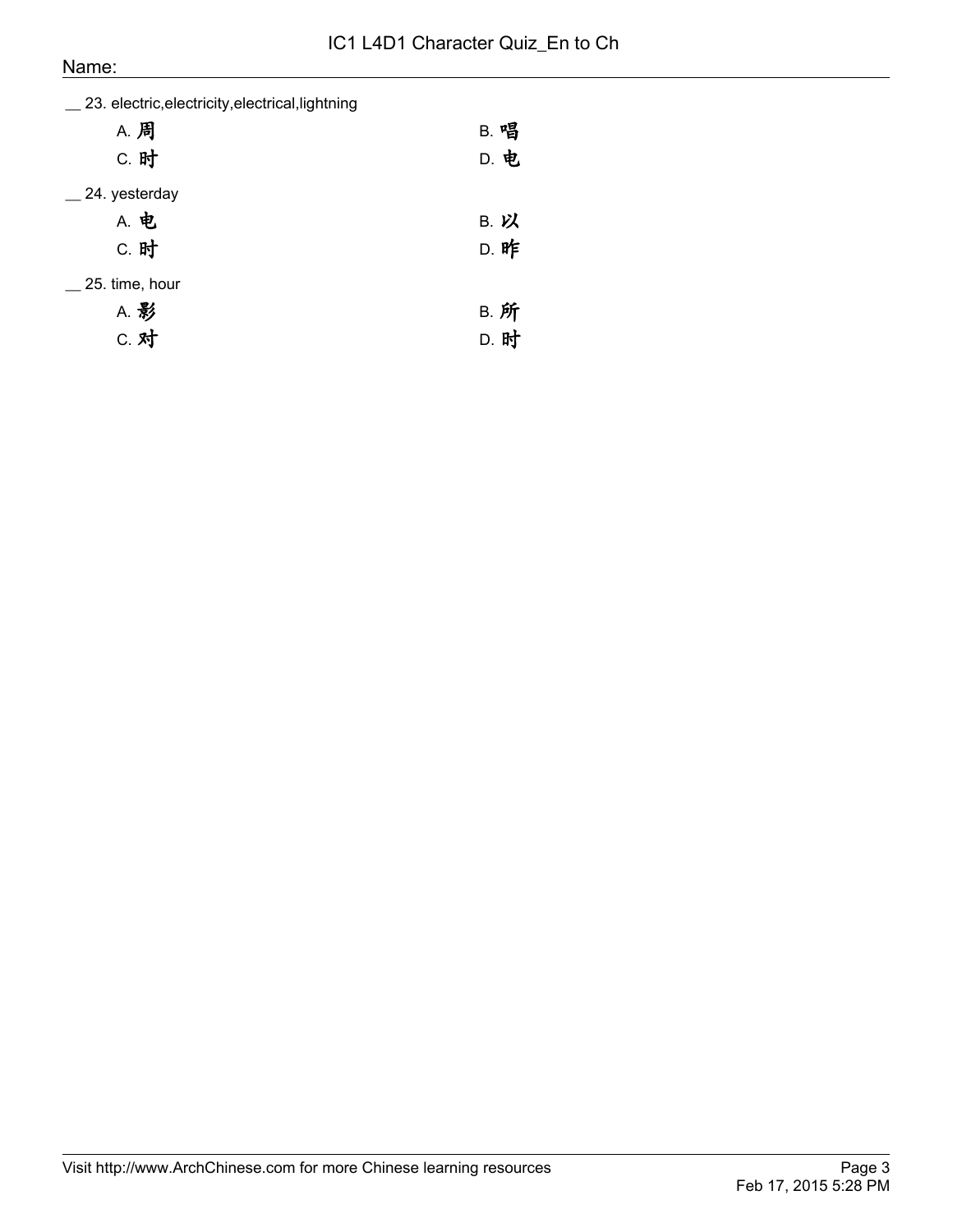__ 23. electric,electricity,electrical,lightning

A. 周　　B. 唱

C. 时　　D. 电

__ 24. yesterday

A. 电　　B. 以

C. 时　　D. 昨

__ 25. time, hour

A. 影　　B. 所

C. 对　　D. 时